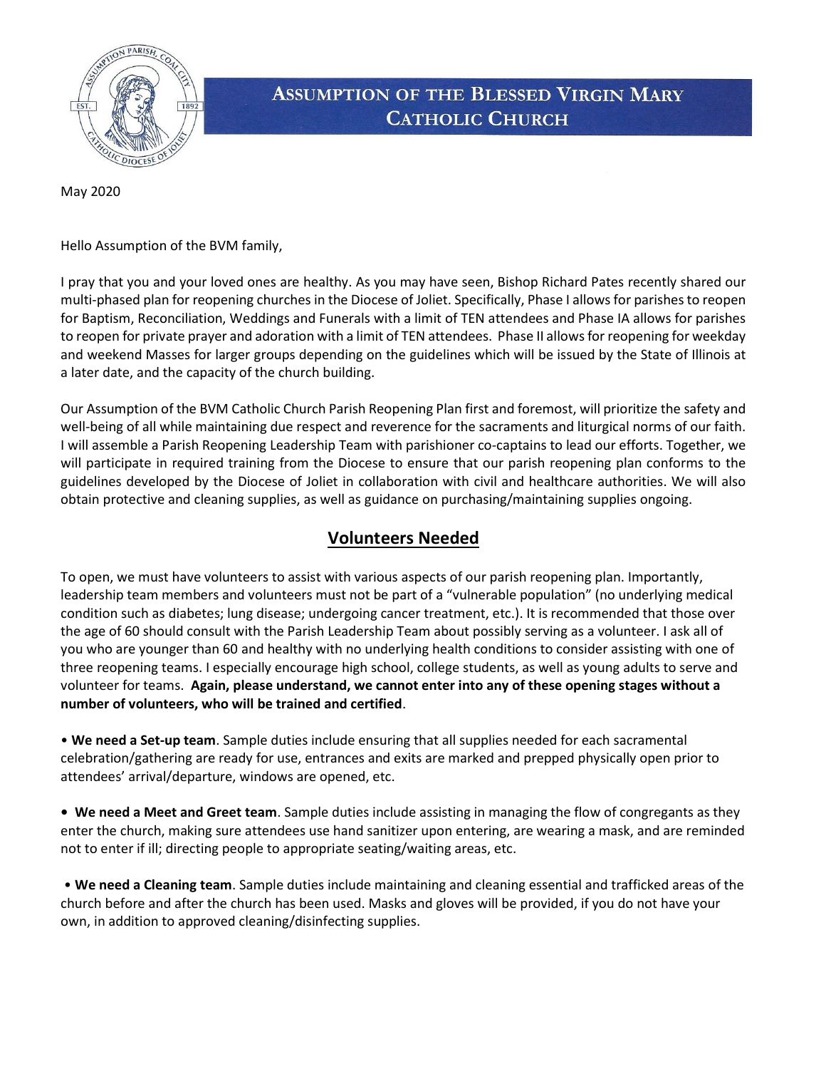# ASSUMPTION OF THE BLESSED VIRGIN MARY CATHOLIC CHURCH

May 2020

Hello Assumption of the BVM family,

I pray that you and your loved ones are healthy. As you may have seen, Bishop Richard Pates recently shared our multi-phased plan for reopening churches in the Diocese of Joliet. Specifically, Phase I allows for parishes to reopen for Baptism, Reconciliation, Weddings and Funerals with a limit of TEN attendees and Phase IA allows for parishes to reopen for private prayer and adoration with a limit of TEN attendees. Phase II allows for reopening for weekday and weekend Masses for larger groups depending on the guidelines which will be issued by the State of Illinois at a later date, and the capacity of the church building.

Our Assumption of the BVM Catholic Church Parish Reopening Plan first and foremost, will prioritize the safety and well-being of all while maintaining due respect and reverence for the sacraments and liturgical norms of our faith. I will assemble a Parish Reopening Leadership Team with parishioner co-captains to lead our efforts. Together, we will participate in required training from the Diocese to ensure that our parish reopening plan conforms to the guidelines developed by the Diocese of Joliet in collaboration with civil and healthcare authorities. We will also obtain protective and cleaning supplies, as well as guidance on purchasing/maintaining supplies ongoing.

## Volunteers Needed

To open, we must have volunteers to assist with various aspects of our parish reopening plan. Importantly, leadership team members and volunteers must not be part of a "vulnerable population" (no underlying medical condition such as diabetes; lung disease; undergoing cancer treatment, etc.). It is recommended that those over the age of 60 should consult with the Parish Leadership Team about possibly serving as a volunteer. I ask all of you who are younger than 60 and healthy with no underlying health conditions to consider assisting with one of three reopening teams. I especially encourage high school, college students, as well as young adults to serve and volunteer for teams. **Again, please understand, we cannot enter into any of these opening stages without a number of volunteers, who will be trained and certified**.

- **We need a Set-up team**. Sample duties include ensuring that all supplies needed for each sacramental celebration/gathering are ready for use, entrances and exits are marked and prepped physically open prior to attendees' arrival/departure, windows are opened, etc.

- **We need a Meet and Greet team**. Sample duties include assisting in managing the flow of congregants as they enter the church, making sure attendees use hand sanitizer upon entering, are wearing a mask, and are reminded not to enter if ill; directing people to appropriate seating/waiting areas, etc.

- **We need a Cleaning team**. Sample duties include maintaining and cleaning essential and trafficked areas of the church before and after the church has been used. Masks and gloves will be provided, if you do not have your own, in addition to approved cleaning/disinfecting supplies.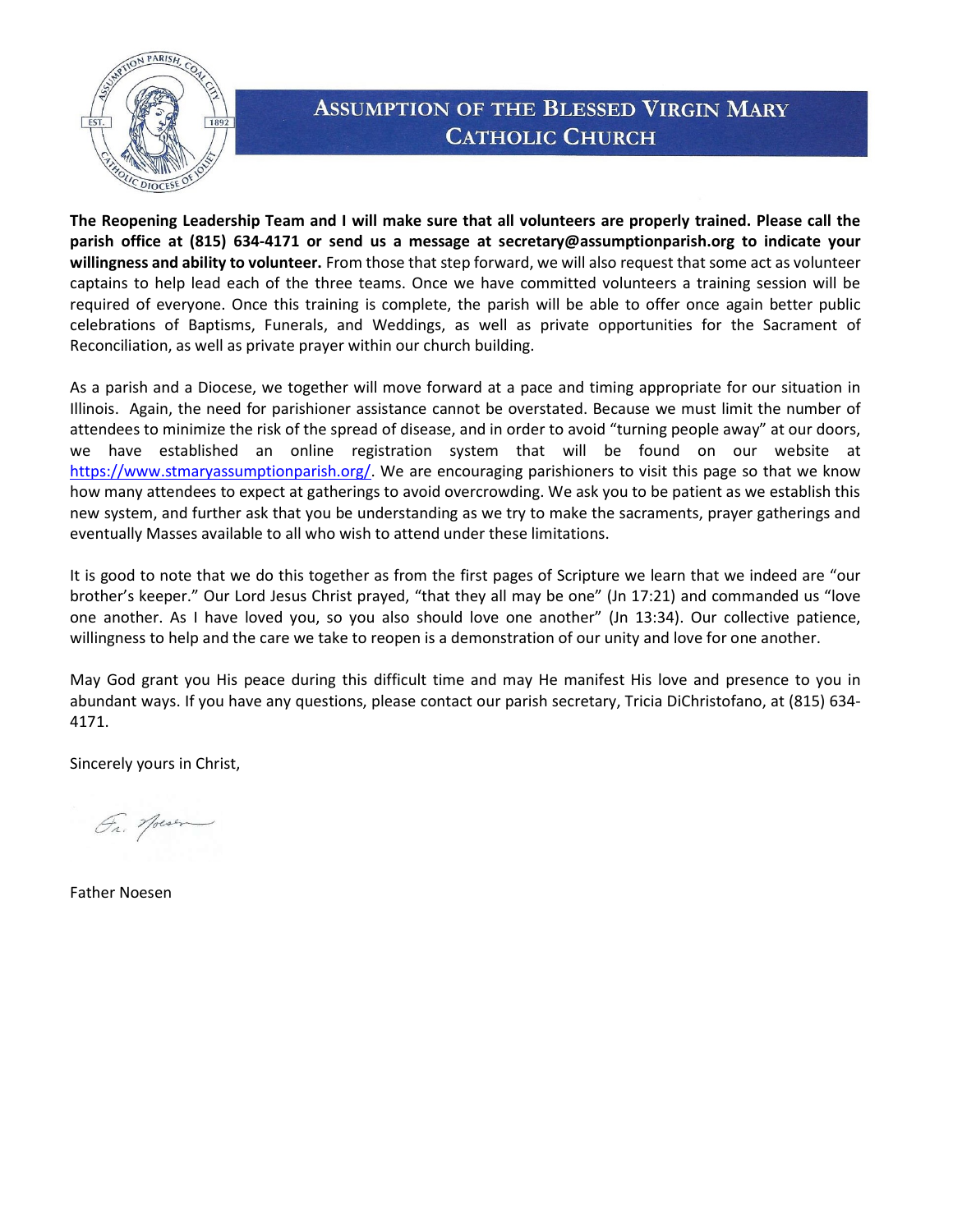# Assumption of the Blessed Virgin Mary Catholic Church

**The Reopening Leadership Team and I will make sure that all volunteers are properly trained. Please call the parish office at (815) 634-4171 or send us a message at secretary@assumptionparish.org to indicate your willingness and ability to volunteer.** From those that step forward, we will also request that some act as volunteer captains to help lead each of the three teams. Once we have committed volunteers a training session will be required of everyone. Once this training is complete, the parish will be able to offer once again better public celebrations of Baptisms, Funerals, and Weddings, as well as private opportunities for the Sacrament of Reconciliation, as well as private prayer within our church building.

As a parish and a Diocese, we together will move forward at a pace and timing appropriate for our situation in Illinois. Again, the need for parishioner assistance cannot be overstated. Because we must limit the number of attendees to minimize the risk of the spread of disease, and in order to avoid "turning people away" at our doors, we have established an online registration system that will be found on our website at https://www.stmaryassumptionparish.org/. We are encouraging parishioners to visit this page so that we know how many attendees to expect at gatherings to avoid overcrowding. We ask you to be patient as we establish this new system, and further ask that you be understanding as we try to make the sacraments, prayer gatherings and eventually Masses available to all who wish to attend under these limitations.

It is good to note that we do this together as from the first pages of Scripture we learn that we indeed are "our brother's keeper." Our Lord Jesus Christ prayed, "that they all may be one" (Jn 17:21) and commanded us "love one another. As I have loved you, so you also should love one another" (Jn 13:34). Our collective patience, willingness to help and the care we take to reopen is a demonstration of our unity and love for one another.

May God grant you His peace during this difficult time and may He manifest His love and presence to you in abundant ways. If you have any questions, please contact our parish secretary, Tricia DiChristofano, at (815) 634-4171.

Sincerely yours in Christ,

Fr. Noesen

Father Noesen